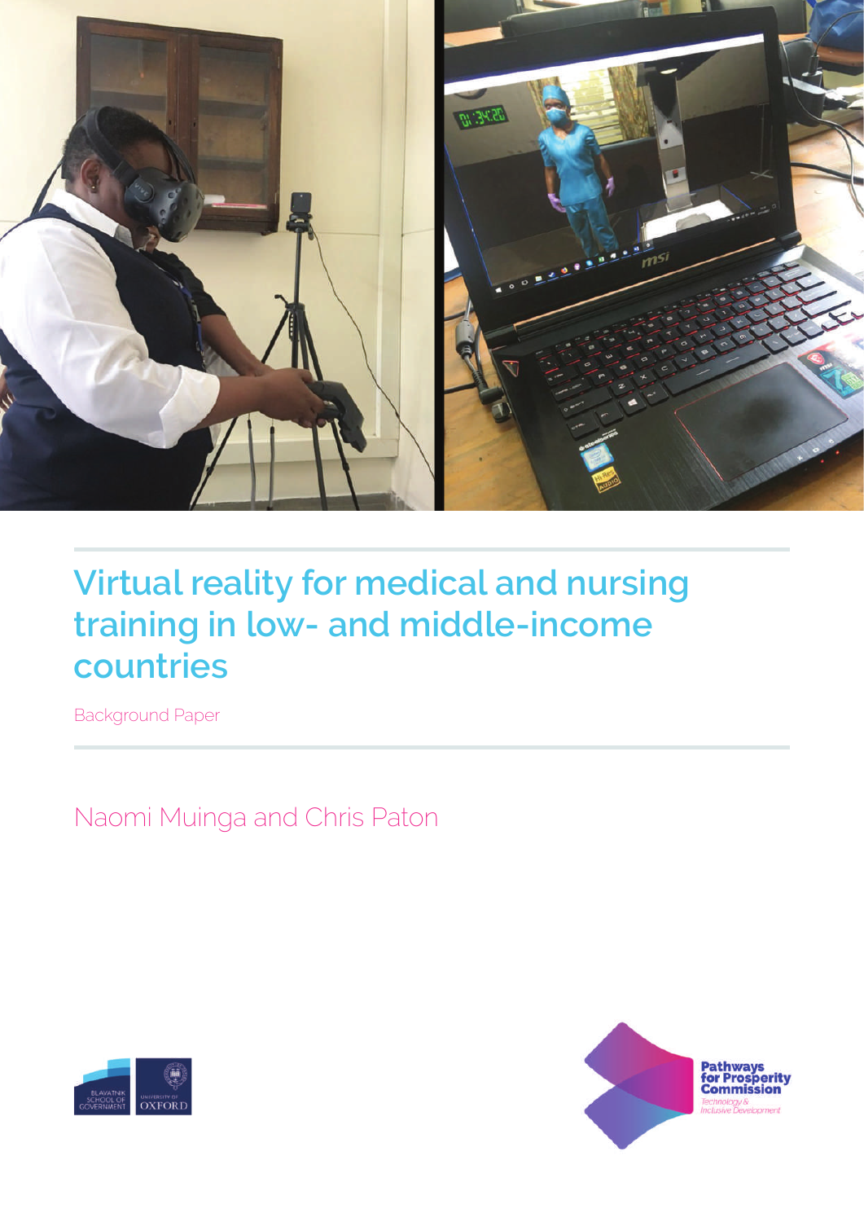# Virtual reality for medical and nursing training in low- and middle-income countries

Background Paper

Naomi Muinga and Chris Paton

Pathways for Prosperity Commission
Technology & Inclusive Development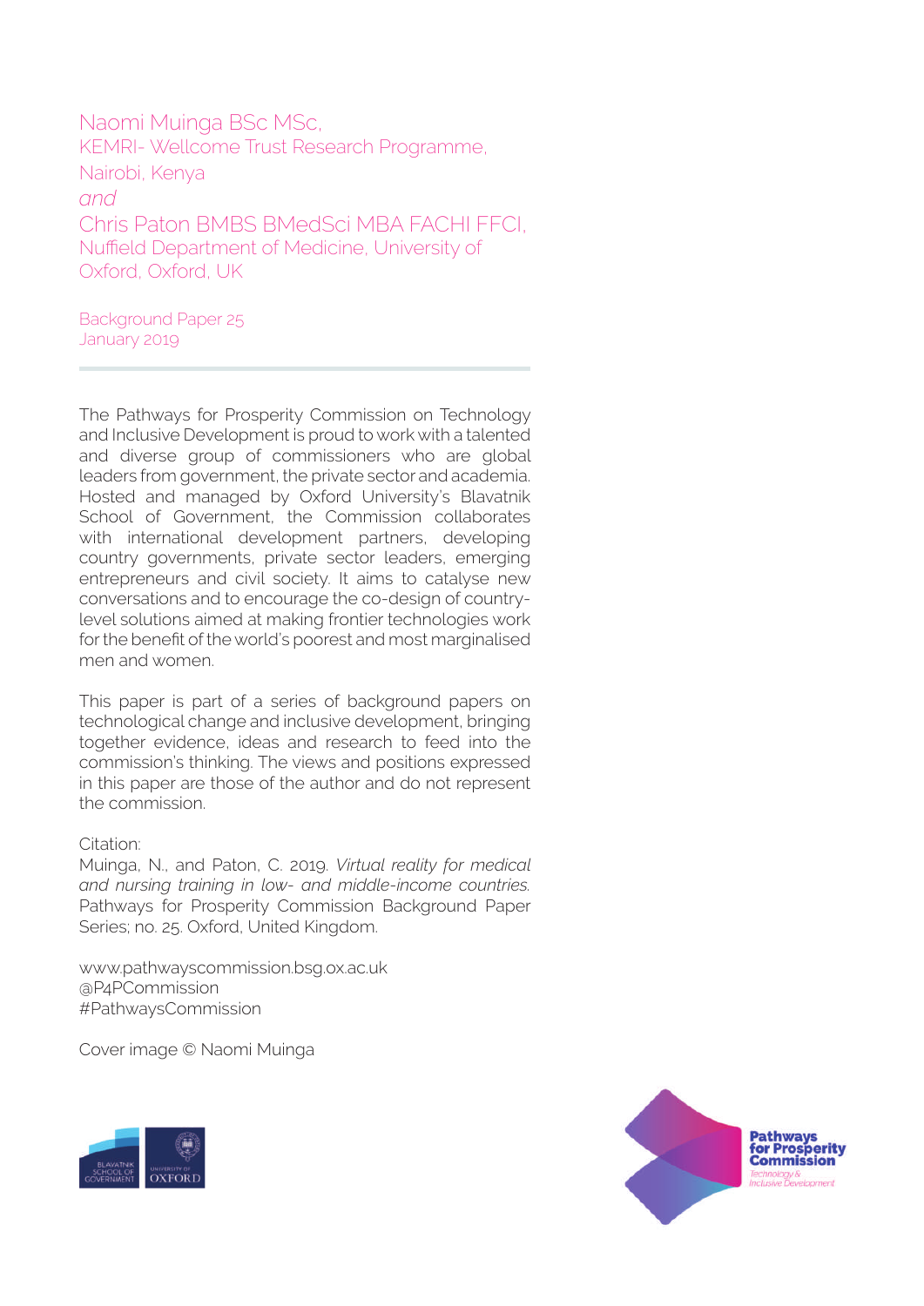Naomi Muinga BSc MSc,
KEMRI- Wellcome Trust Research Programme,
Nairobi, Kenya
*and*
Chris Paton BMBS BMedSci MBA FACHI FFCI,
Nuffield Department of Medicine, University of Oxford, Oxford, UK

Background Paper 25
January 2019

---

The Pathways for Prosperity Commission on Technology and Inclusive Development is proud to work with a talented and diverse group of commissioners who are global leaders from government, the private sector and academia. Hosted and managed by Oxford University's Blavatnik School of Government, the Commission collaborates with international development partners, developing country governments, private sector leaders, emerging entrepreneurs and civil society. It aims to catalyse new conversations and to encourage the co-design of country-level solutions aimed at making frontier technologies work for the benefit of the world's poorest and most marginalised men and women.

This paper is part of a series of background papers on technological change and inclusive development, bringing together evidence, ideas and research to feed into the commission's thinking. The views and positions expressed in this paper are those of the author and do not represent the commission.

Citation:
Muinga, N., and Paton, C. 2019. *Virtual reality for medical and nursing training in low- and middle-income countries.* Pathways for Prosperity Commission Background Paper Series; no. 25. Oxford, United Kingdom.

www.pathwayscommission.bsg.ox.ac.uk
@P4PCommission
#PathwaysCommission

Cover image © Naomi Muinga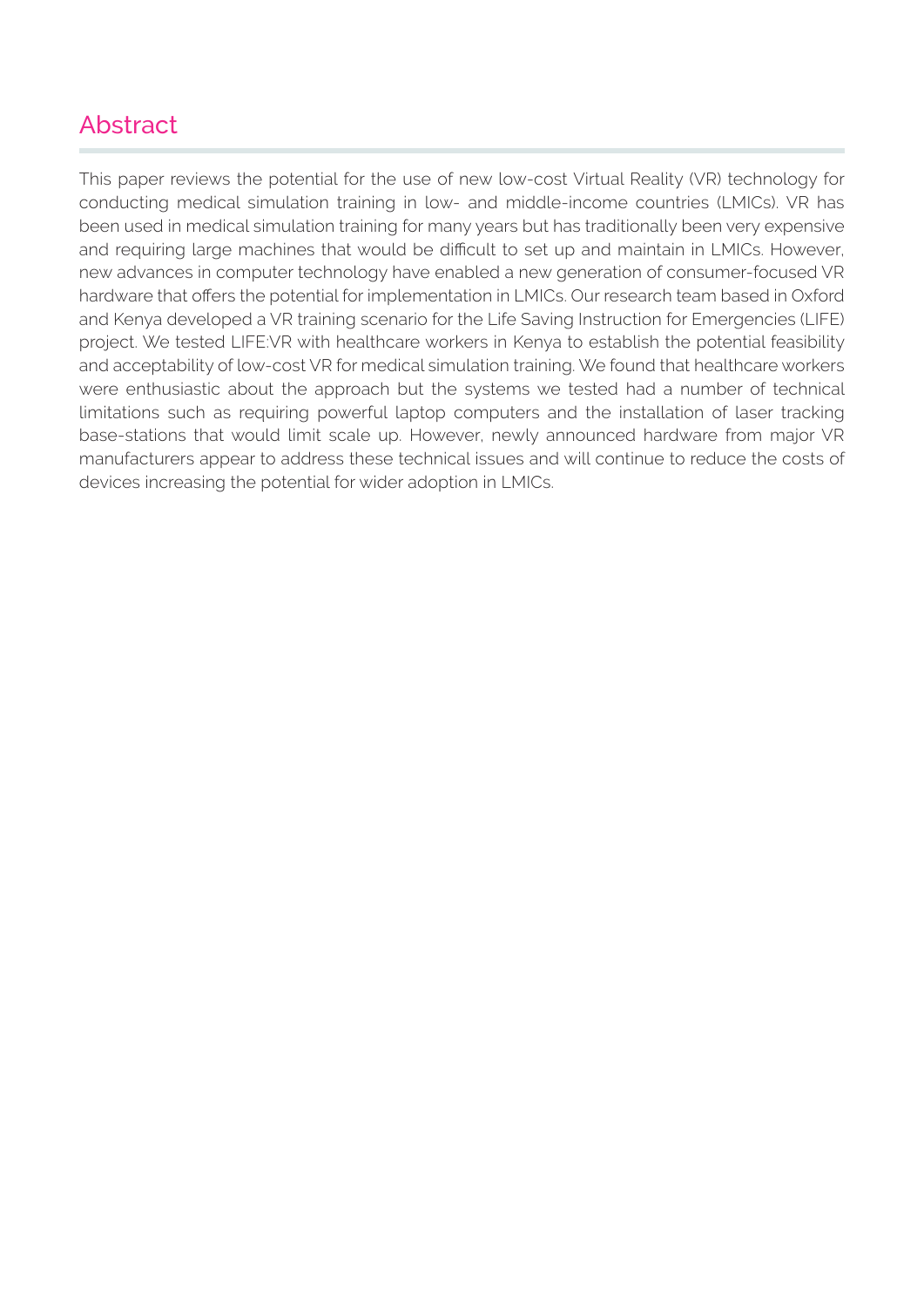## Abstract

This paper reviews the potential for the use of new low-cost Virtual Reality (VR) technology for conducting medical simulation training in low- and middle-income countries (LMICs). VR has been used in medical simulation training for many years but has traditionally been very expensive and requiring large machines that would be difficult to set up and maintain in LMICs. However, new advances in computer technology have enabled a new generation of consumer-focused VR hardware that offers the potential for implementation in LMICs. Our research team based in Oxford and Kenya developed a VR training scenario for the Life Saving Instruction for Emergencies (LIFE) project. We tested LIFE:VR with healthcare workers in Kenya to establish the potential feasibility and acceptability of low-cost VR for medical simulation training. We found that healthcare workers were enthusiastic about the approach but the systems we tested had a number of technical limitations such as requiring powerful laptop computers and the installation of laser tracking base-stations that would limit scale up. However, newly announced hardware from major VR manufacturers appear to address these technical issues and will continue to reduce the costs of devices increasing the potential for wider adoption in LMICs.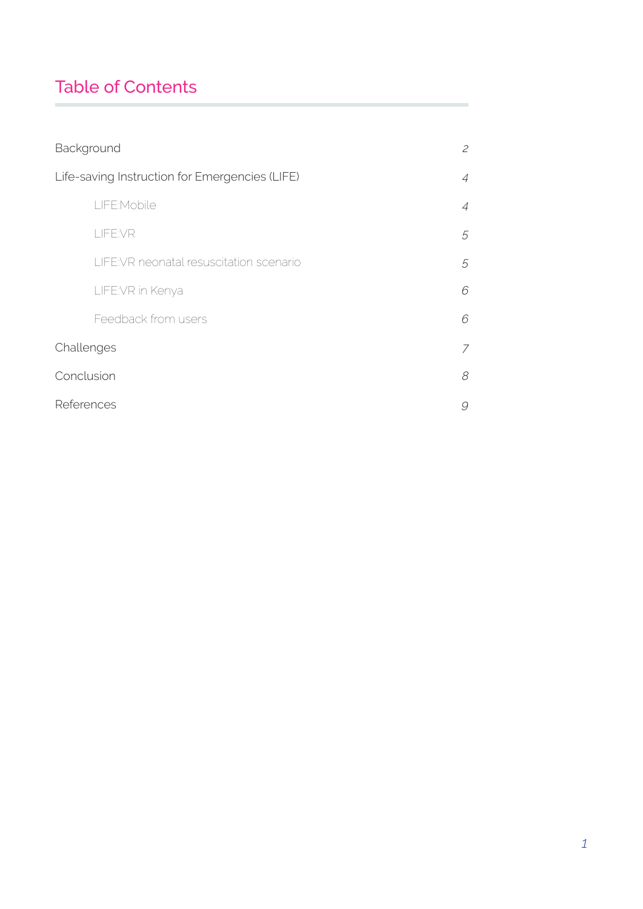# Table of Contents

| | |
|---|---|
| Background | 2 |
| Life-saving Instruction for Emergencies (LIFE) | 4 |
| LIFE:Mobile | 4 |
| LIFE:VR | 5 |
| LIFE:VR neonatal resuscitation scenario | 5 |
| LIFE:VR in Kenya | 6 |
| Feedback from users | 6 |
| Challenges | 7 |
| Conclusion | 8 |
| References | 9 |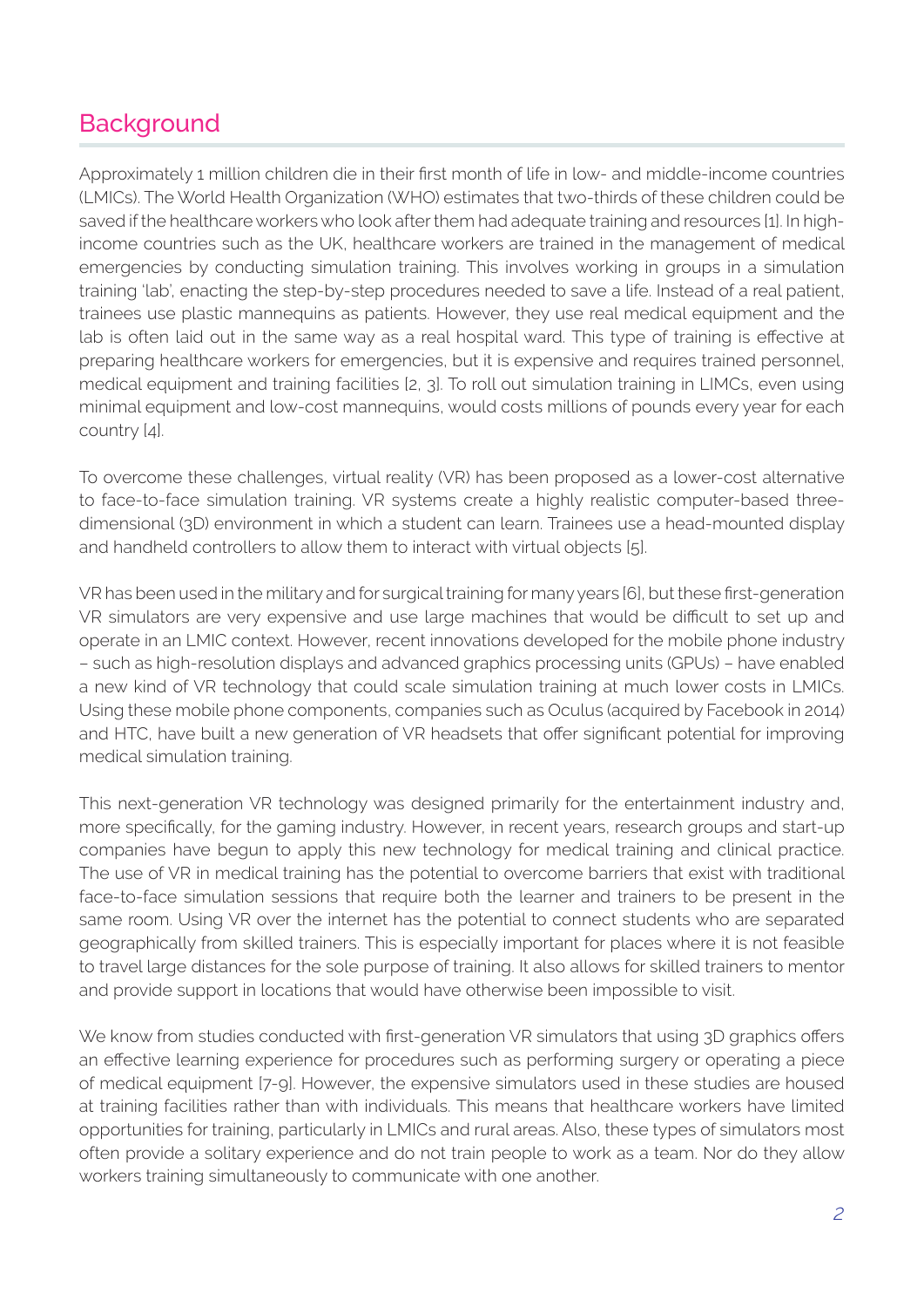## Background

Approximately 1 million children die in their first month of life in low- and middle-income countries (LMICs). The World Health Organization (WHO) estimates that two-thirds of these children could be saved if the healthcare workers who look after them had adequate training and resources [1]. In high-income countries such as the UK, healthcare workers are trained in the management of medical emergencies by conducting simulation training. This involves working in groups in a simulation training 'lab', enacting the step-by-step procedures needed to save a life. Instead of a real patient, trainees use plastic mannequins as patients. However, they use real medical equipment and the lab is often laid out in the same way as a real hospital ward. This type of training is effective at preparing healthcare workers for emergencies, but it is expensive and requires trained personnel, medical equipment and training facilities [2, 3]. To roll out simulation training in LIMCs, even using minimal equipment and low-cost mannequins, would costs millions of pounds every year for each country [4].

To overcome these challenges, virtual reality (VR) has been proposed as a lower-cost alternative to face-to-face simulation training. VR systems create a highly realistic computer-based three-dimensional (3D) environment in which a student can learn. Trainees use a head-mounted display and handheld controllers to allow them to interact with virtual objects [5].

VR has been used in the military and for surgical training for many years [6], but these first-generation VR simulators are very expensive and use large machines that would be difficult to set up and operate in an LMIC context. However, recent innovations developed for the mobile phone industry – such as high-resolution displays and advanced graphics processing units (GPUs) – have enabled a new kind of VR technology that could scale simulation training at much lower costs in LMICs. Using these mobile phone components, companies such as Oculus (acquired by Facebook in 2014) and HTC, have built a new generation of VR headsets that offer significant potential for improving medical simulation training.

This next-generation VR technology was designed primarily for the entertainment industry and, more specifically, for the gaming industry. However, in recent years, research groups and start-up companies have begun to apply this new technology for medical training and clinical practice. The use of VR in medical training has the potential to overcome barriers that exist with traditional face-to-face simulation sessions that require both the learner and trainers to be present in the same room. Using VR over the internet has the potential to connect students who are separated geographically from skilled trainers. This is especially important for places where it is not feasible to travel large distances for the sole purpose of training. It also allows for skilled trainers to mentor and provide support in locations that would have otherwise been impossible to visit.

We know from studies conducted with first-generation VR simulators that using 3D graphics offers an effective learning experience for procedures such as performing surgery or operating a piece of medical equipment [7-9]. However, the expensive simulators used in these studies are housed at training facilities rather than with individuals. This means that healthcare workers have limited opportunities for training, particularly in LMICs and rural areas. Also, these types of simulators most often provide a solitary experience and do not train people to work as a team. Nor do they allow workers training simultaneously to communicate with one another.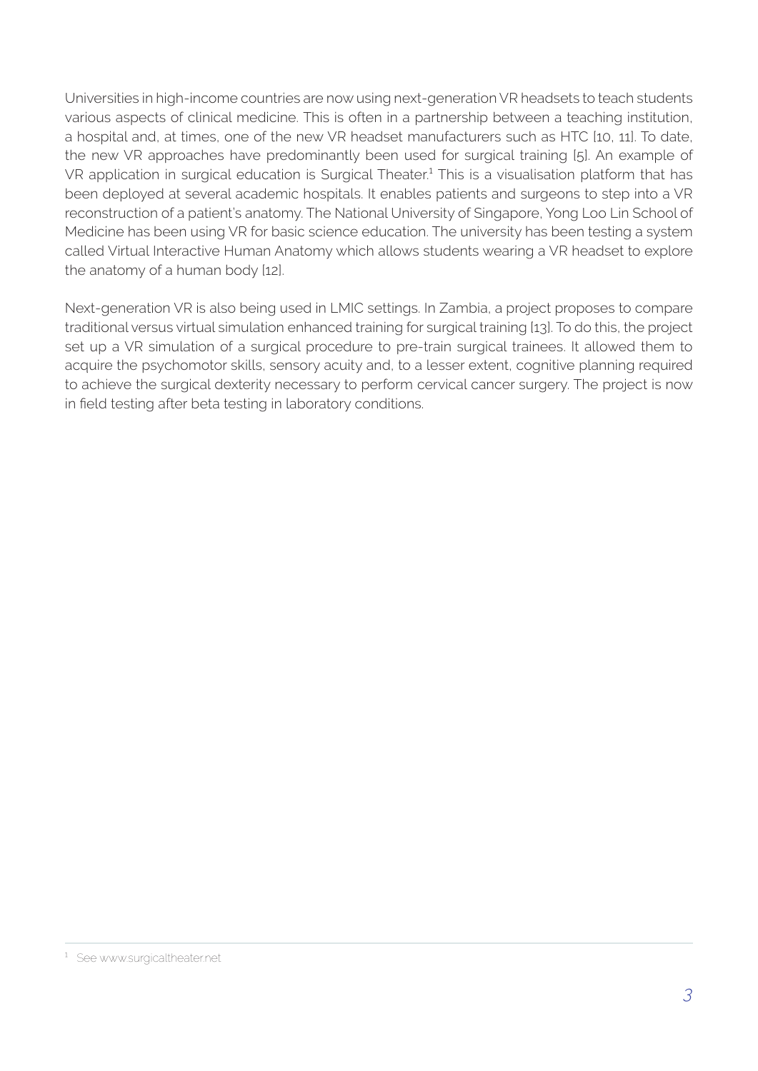Universities in high-income countries are now using next-generation VR headsets to teach students various aspects of clinical medicine. This is often in a partnership between a teaching institution, a hospital and, at times, one of the new VR headset manufacturers such as HTC [10, 11]. To date, the new VR approaches have predominantly been used for surgical training [5]. An example of VR application in surgical education is Surgical Theater.[1] This is a visualisation platform that has been deployed at several academic hospitals. It enables patients and surgeons to step into a VR reconstruction of a patient's anatomy. The National University of Singapore, Yong Loo Lin School of Medicine has been using VR for basic science education. The university has been testing a system called Virtual Interactive Human Anatomy which allows students wearing a VR headset to explore the anatomy of a human body [12].

Next-generation VR is also being used in LMIC settings. In Zambia, a project proposes to compare traditional versus virtual simulation enhanced training for surgical training [13]. To do this, the project set up a VR simulation of a surgical procedure to pre-train surgical trainees. It allowed them to acquire the psychomotor skills, sensory acuity and, to a lesser extent, cognitive planning required to achieve the surgical dexterity necessary to perform cervical cancer surgery. The project is now in field testing after beta testing in laboratory conditions.

---

[1] See www.surgicaltheater.net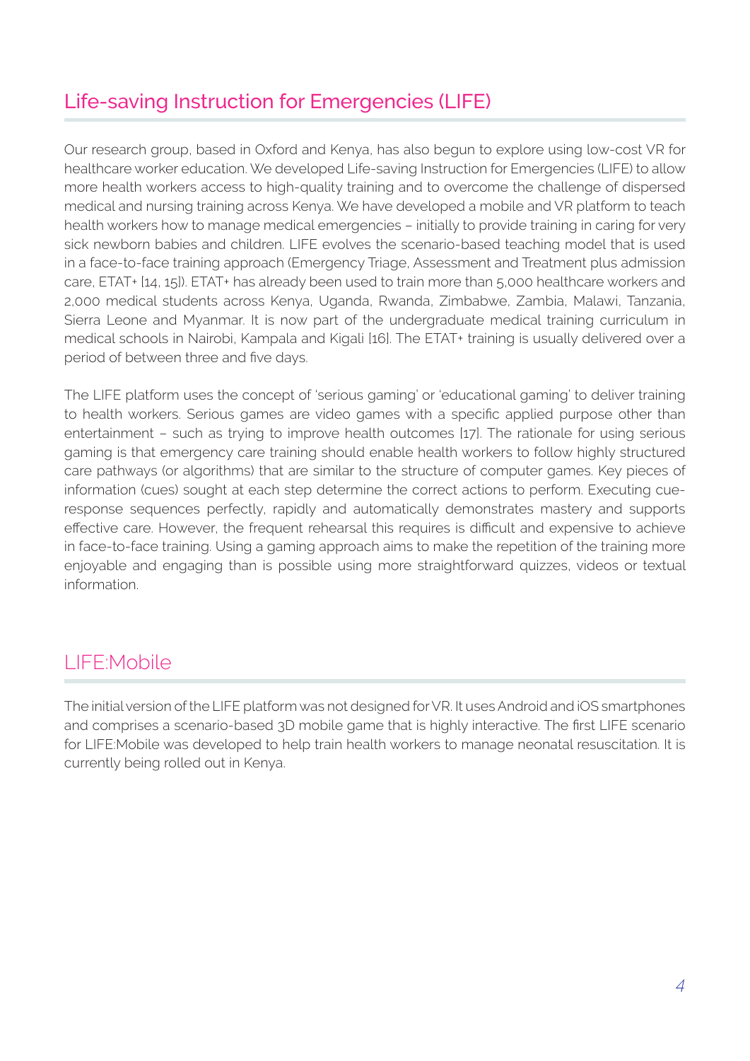## Life-saving Instruction for Emergencies (LIFE)

Our research group, based in Oxford and Kenya, has also begun to explore using low-cost VR for healthcare worker education. We developed Life-saving Instruction for Emergencies (LIFE) to allow more health workers access to high-quality training and to overcome the challenge of dispersed medical and nursing training across Kenya. We have developed a mobile and VR platform to teach health workers how to manage medical emergencies – initially to provide training in caring for very sick newborn babies and children. LIFE evolves the scenario-based teaching model that is used in a face-to-face training approach (Emergency Triage, Assessment and Treatment plus admission care, ETAT+ [14, 15]). ETAT+ has already been used to train more than 5,000 healthcare workers and 2,000 medical students across Kenya, Uganda, Rwanda, Zimbabwe, Zambia, Malawi, Tanzania, Sierra Leone and Myanmar. It is now part of the undergraduate medical training curriculum in medical schools in Nairobi, Kampala and Kigali [16]. The ETAT+ training is usually delivered over a period of between three and five days.

The LIFE platform uses the concept of 'serious gaming' or 'educational gaming' to deliver training to health workers. Serious games are video games with a specific applied purpose other than entertainment – such as trying to improve health outcomes [17]. The rationale for using serious gaming is that emergency care training should enable health workers to follow highly structured care pathways (or algorithms) that are similar to the structure of computer games. Key pieces of information (cues) sought at each step determine the correct actions to perform. Executing cue-response sequences perfectly, rapidly and automatically demonstrates mastery and supports effective care. However, the frequent rehearsal this requires is difficult and expensive to achieve in face-to-face training. Using a gaming approach aims to make the repetition of the training more enjoyable and engaging than is possible using more straightforward quizzes, videos or textual information.

## LIFE:Mobile

The initial version of the LIFE platform was not designed for VR. It uses Android and iOS smartphones and comprises a scenario-based 3D mobile game that is highly interactive. The first LIFE scenario for LIFE:Mobile was developed to help train health workers to manage neonatal resuscitation. It is currently being rolled out in Kenya.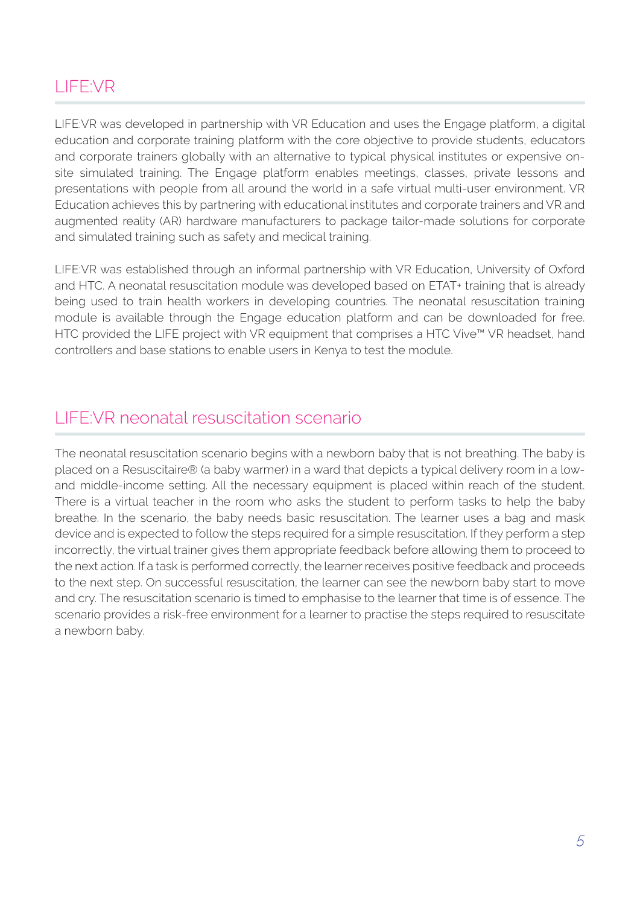## LIFE:VR

LIFE:VR was developed in partnership with VR Education and uses the Engage platform, a digital education and corporate training platform with the core objective to provide students, educators and corporate trainers globally with an alternative to typical physical institutes or expensive on-site simulated training. The Engage platform enables meetings, classes, private lessons and presentations with people from all around the world in a safe virtual multi-user environment. VR Education achieves this by partnering with educational institutes and corporate trainers and VR and augmented reality (AR) hardware manufacturers to package tailor-made solutions for corporate and simulated training such as safety and medical training.

LIFE:VR was established through an informal partnership with VR Education, University of Oxford and HTC. A neonatal resuscitation module was developed based on ETAT+ training that is already being used to train health workers in developing countries. The neonatal resuscitation training module is available through the Engage education platform and can be downloaded for free. HTC provided the LIFE project with VR equipment that comprises a HTC Vive™ VR headset, hand controllers and base stations to enable users in Kenya to test the module.

## LIFE:VR neonatal resuscitation scenario

The neonatal resuscitation scenario begins with a newborn baby that is not breathing. The baby is placed on a Resuscitaire® (a baby warmer) in a ward that depicts a typical delivery room in a low- and middle-income setting. All the necessary equipment is placed within reach of the student. There is a virtual teacher in the room who asks the student to perform tasks to help the baby breathe. In the scenario, the baby needs basic resuscitation. The learner uses a bag and mask device and is expected to follow the steps required for a simple resuscitation. If they perform a step incorrectly, the virtual trainer gives them appropriate feedback before allowing them to proceed to the next action. If a task is performed correctly, the learner receives positive feedback and proceeds to the next step. On successful resuscitation, the learner can see the newborn baby start to move and cry. The resuscitation scenario is timed to emphasise to the learner that time is of essence. The scenario provides a risk-free environment for a learner to practise the steps required to resuscitate a newborn baby.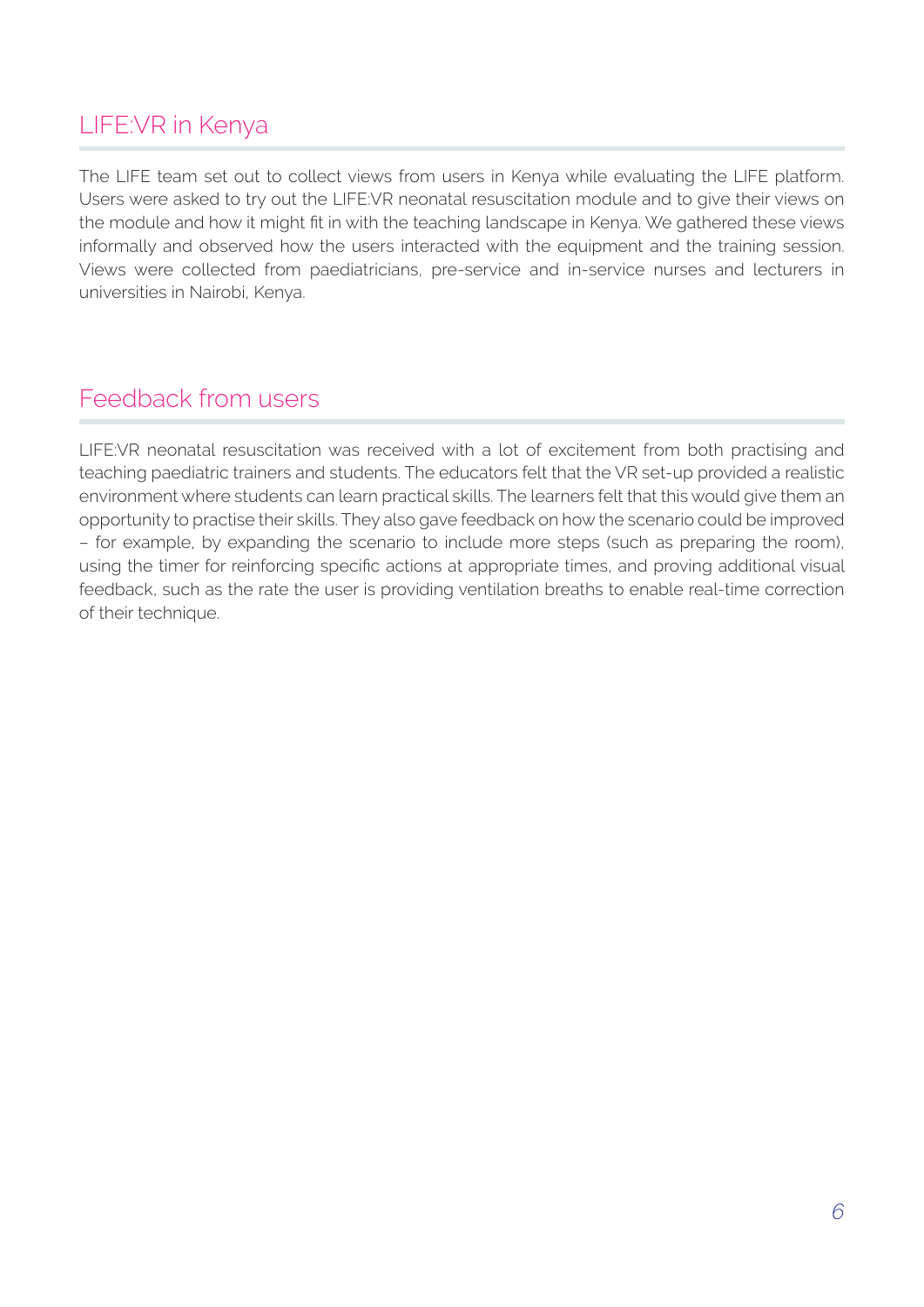## LIFE:VR in Kenya

The LIFE team set out to collect views from users in Kenya while evaluating the LIFE platform. Users were asked to try out the LIFE:VR neonatal resuscitation module and to give their views on the module and how it might fit in with the teaching landscape in Kenya. We gathered these views informally and observed how the users interacted with the equipment and the training session. Views were collected from paediatricians, pre-service and in-service nurses and lecturers in universities in Nairobi, Kenya.

## Feedback from users

LIFE:VR neonatal resuscitation was received with a lot of excitement from both practising and teaching paediatric trainers and students. The educators felt that the VR set-up provided a realistic environment where students can learn practical skills. The learners felt that this would give them an opportunity to practise their skills. They also gave feedback on how the scenario could be improved – for example, by expanding the scenario to include more steps (such as preparing the room), using the timer for reinforcing specific actions at appropriate times, and proving additional visual feedback, such as the rate the user is providing ventilation breaths to enable real-time correction of their technique.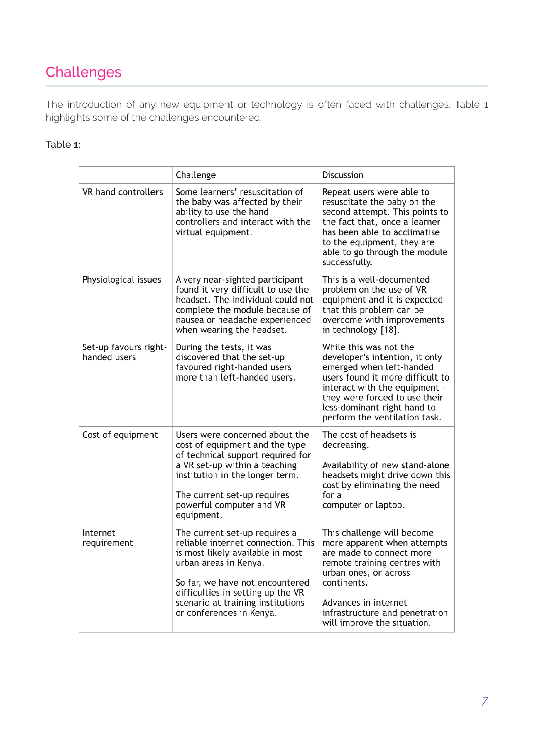## Challenges

The introduction of any new equipment or technology is often faced with challenges. Table 1 highlights some of the challenges encountered.

Table 1:

| | Challenge | Discussion |
|---|---|---|
| VR hand controllers | Some learners' resuscitation of the baby was affected by their ability to use the hand controllers and interact with the virtual equipment. | Repeat users were able to resuscitate the baby on the second attempt. This points to the fact that, once a learner has been able to acclimatise to the equipment, they are able to go through the module successfully. |
| Physiological issues | A very near-sighted participant found it very difficult to use the headset. The individual could not complete the module because of nausea or headache experienced when wearing the headset. | This is a well-documented problem on the use of VR equipment and it is expected that this problem can be overcome with improvements in technology [18]. |
| Set-up favours right-handed users | During the tests, it was discovered that the set-up favoured right-handed users more than left-handed users. | While this was not the developer's intention, it only emerged when left-handed users found it more difficult to interact with the equipment - they were forced to use their less-dominant right hand to perform the ventilation task. |
| Cost of equipment | Users were concerned about the cost of equipment and the type of technical support required for a VR set-up within a teaching institution in the longer term.<br><br>The current set-up requires powerful computer and VR equipment. | The cost of headsets is decreasing.<br><br>Availability of new stand-alone headsets might drive down this cost by eliminating the need for a computer or laptop. |
| Internet requirement | The current set-up requires a reliable internet connection. This is most likely available in most urban areas in Kenya.<br><br>So far, we have not encountered difficulties in setting up the VR scenario at training institutions or conferences in Kenya. | This challenge will become more apparent when attempts are made to connect more remote training centres with urban ones, or across continents.<br><br>Advances in internet infrastructure and penetration will improve the situation. |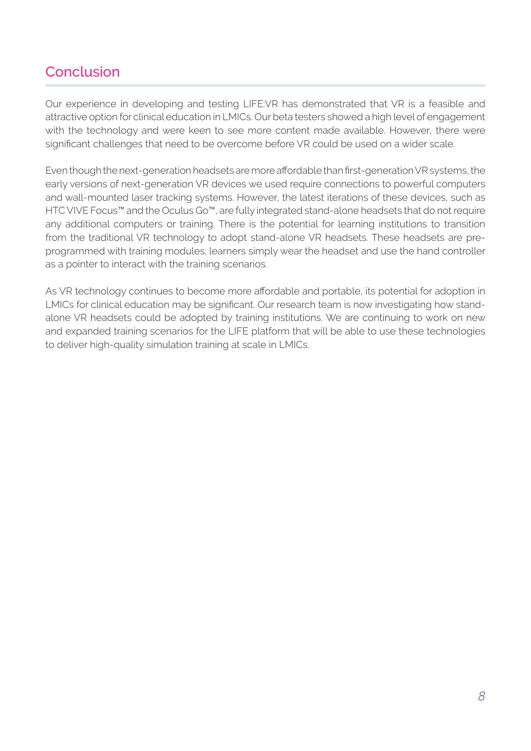## Conclusion

Our experience in developing and testing LIFE:VR has demonstrated that VR is a feasible and attractive option for clinical education in LMICs. Our beta testers showed a high level of engagement with the technology and were keen to see more content made available. However, there were significant challenges that need to be overcome before VR could be used on a wider scale.

Even though the next-generation headsets are more affordable than first-generation VR systems, the early versions of next-generation VR devices we used require connections to powerful computers and wall-mounted laser tracking systems. However, the latest iterations of these devices, such as HTC VIVE Focus™ and the Oculus Go™, are fully integrated stand-alone headsets that do not require any additional computers or training. There is the potential for learning institutions to transition from the traditional VR technology to adopt stand-alone VR headsets. These headsets are pre-programmed with training modules; learners simply wear the headset and use the hand controller as a pointer to interact with the training scenarios.

As VR technology continues to become more affordable and portable, its potential for adoption in LMICs for clinical education may be significant. Our research team is now investigating how stand-alone VR headsets could be adopted by training institutions. We are continuing to work on new and expanded training scenarios for the LIFE platform that will be able to use these technologies to deliver high-quality simulation training at scale in LMICs.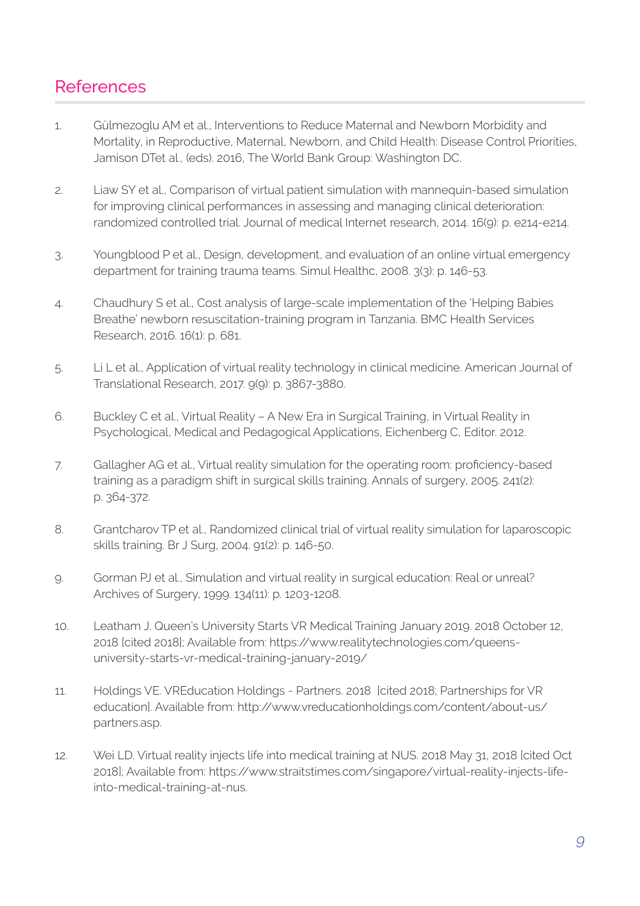## References

1. Gülmezoglu AM et al., Interventions to Reduce Maternal and Newborn Morbidity and Mortality, in Reproductive, Maternal, Newborn, and Child Health: Disease Control Priorities, Jamison DTet al., (eds). 2016, The World Bank Group: Washington DC.

2. Liaw SY et al., Comparison of virtual patient simulation with mannequin-based simulation for improving clinical performances in assessing and managing clinical deterioration: randomized controlled trial. Journal of medical Internet research, 2014. 16(9): p. e214-e214.

3. Youngblood P et al., Design, development, and evaluation of an online virtual emergency department for training trauma teams. Simul Healthc, 2008. 3(3): p. 146-53.

4. Chaudhury S et al., Cost analysis of large-scale implementation of the 'Helping Babies Breathe' newborn resuscitation-training program in Tanzania. BMC Health Services Research, 2016. 16(1): p. 681.

5. Li L et al., Application of virtual reality technology in clinical medicine. American Journal of Translational Research, 2017. 9(9): p. 3867-3880.

6. Buckley C et al., Virtual Reality – A New Era in Surgical Training, in Virtual Reality in Psychological, Medical and Pedagogical Applications, Eichenberg C, Editor. 2012.

7. Gallagher AG et al., Virtual reality simulation for the operating room: proficiency-based training as a paradigm shift in surgical skills training. Annals of surgery, 2005. 241(2): p. 364-372.

8. Grantcharov TP et al., Randomized clinical trial of virtual reality simulation for laparoscopic skills training. Br J Surg, 2004. 91(2): p. 146-50.

9. Gorman PJ et al., Simulation and virtual reality in surgical education: Real or unreal? Archives of Surgery, 1999. 134(11): p. 1203-1208.

10. Leatham J. Queen's University Starts VR Medical Training January 2019. 2018 October 12, 2018 [cited 2018]; Available from: https://www.realitytechnologies.com/queens-university-starts-vr-medical-training-january-2019/

11. Holdings VE. VREducation Holdings - Partners. 2018 [cited 2018; Partnerships for VR education]. Available from: http://www.vreducationholdings.com/content/about-us/partners.asp.

12. Wei LD. Virtual reality injects life into medical training at NUS. 2018 May 31, 2018 [cited Oct 2018]; Available from: https://www.straitstimes.com/singapore/virtual-reality-injects-life-into-medical-training-at-nus.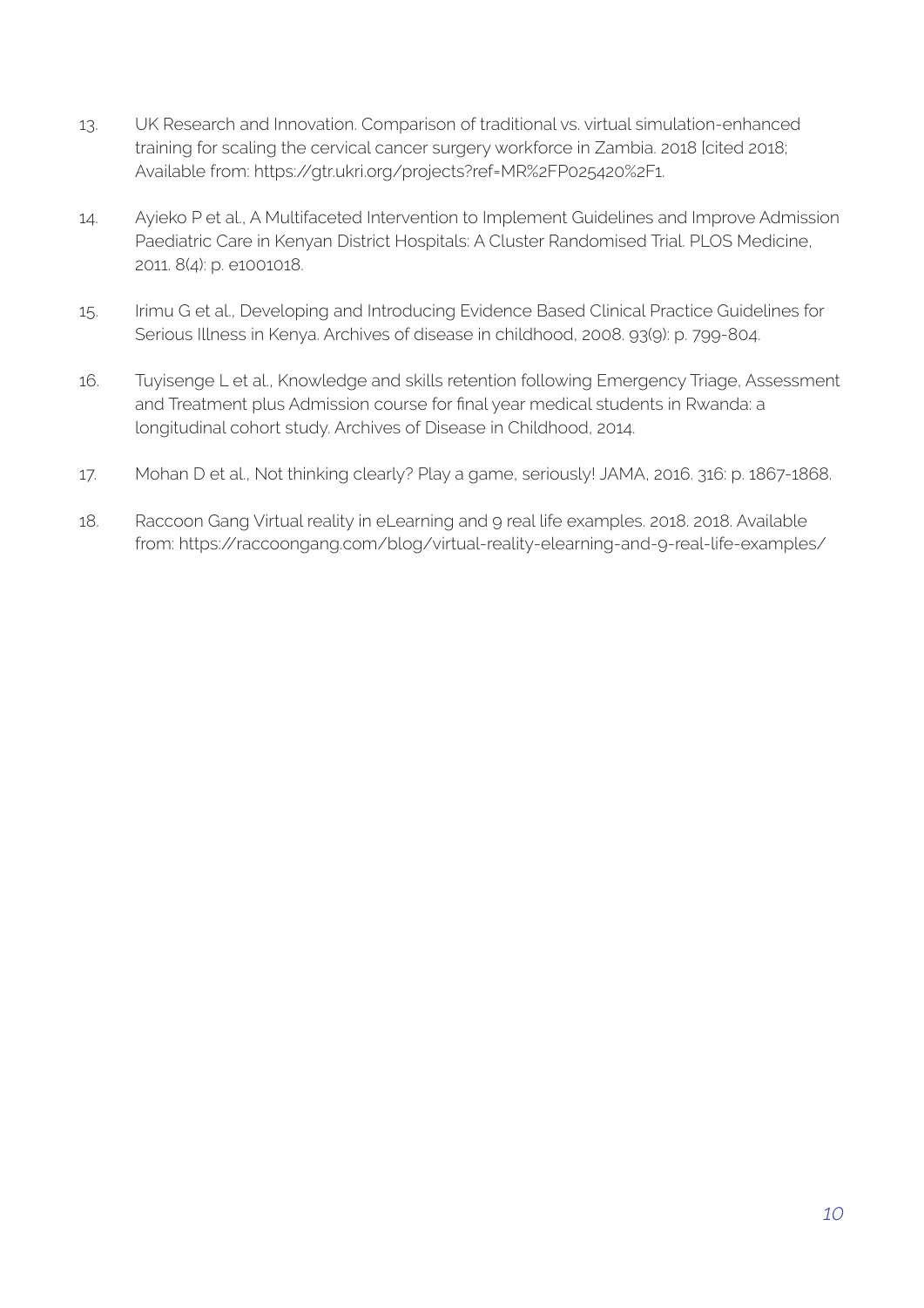13. UK Research and Innovation. Comparison of traditional vs. virtual simulation-enhanced training for scaling the cervical cancer surgery workforce in Zambia. 2018 [cited 2018; Available from: https://gtr.ukri.org/projects?ref=MR%2FP025420%2F1.

14. Ayieko P et al., A Multifaceted Intervention to Implement Guidelines and Improve Admission Paediatric Care in Kenyan District Hospitals: A Cluster Randomised Trial. PLOS Medicine, 2011. 8(4): p. e1001018.

15. Irimu G et al., Developing and Introducing Evidence Based Clinical Practice Guidelines for Serious Illness in Kenya. Archives of disease in childhood, 2008. 93(9): p. 799-804.

16. Tuyisenge L et al., Knowledge and skills retention following Emergency Triage, Assessment and Treatment plus Admission course for final year medical students in Rwanda: a longitudinal cohort study. Archives of Disease in Childhood, 2014.

17. Mohan D et al., Not thinking clearly? Play a game, seriously! JAMA, 2016. 316: p. 1867-1868.

18. Raccoon Gang Virtual reality in eLearning and 9 real life examples. 2018. 2018. Available from: https://raccoongang.com/blog/virtual-reality-elearning-and-9-real-life-examples/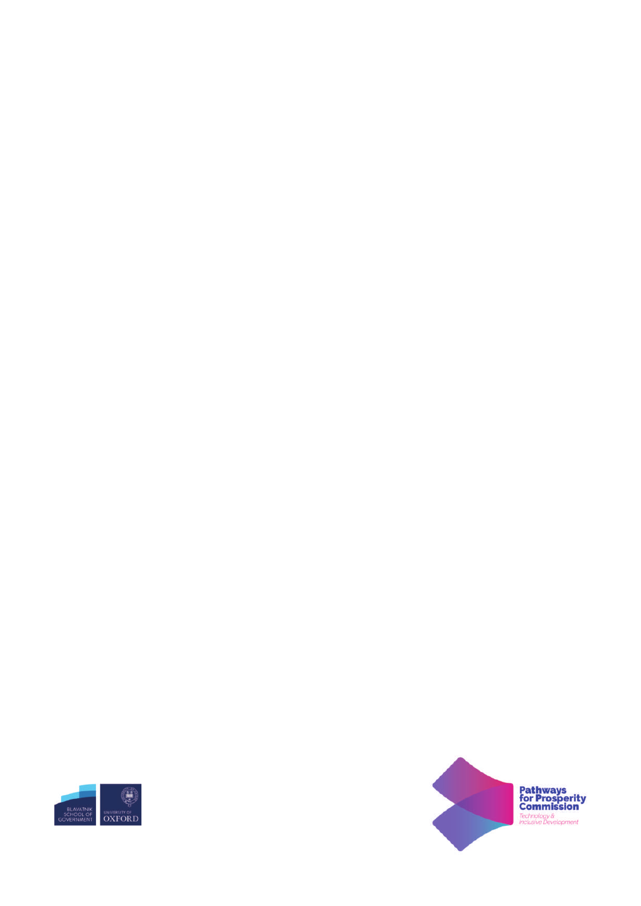BLAVATNIK SCHOOL OF GOVERNMENT

UNIVERSITY OF OXFORD

Pathways for Prosperity Commission

*Technology & Inclusive Development*